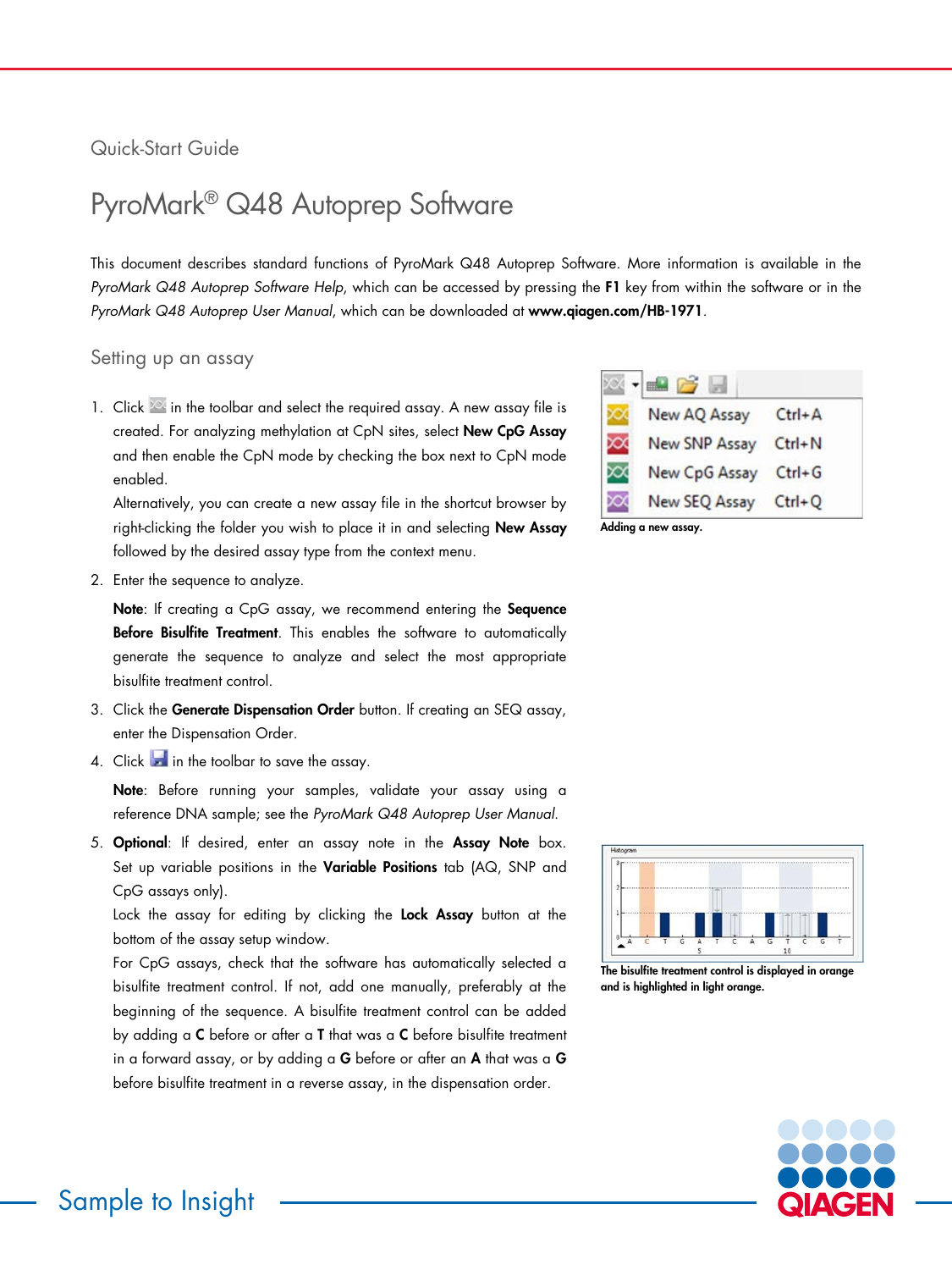Quick-Start Guide

# PyroMark® Q48 Autoprep Software

This document describes standard functions of PyroMark Q48 Autoprep Software. More information is available in the *PyroMark Q48 Autoprep Software Help*, which can be accessed by pressing the **F1** key from within the software or in the *PyroMark Q48 Autoprep User Manual*, which can be downloaded at **www.qiagen.com/HB-1971**.

## Setting up an assay

1. Click in the toolbar and select the required assay. A new assay file is created. For analyzing methylation at CpN sites, select **New CpG Assay** and then enable the CpN mode by checking the box next to CpN mode enabled.

   Alternatively, you can create a new assay file in the shortcut browser by right-clicking the folder you wish to place it in and selecting **New Assay** followed by the desired assay type from the context menu.

2. Enter the sequence to analyze.

   **Note**: If creating a CpG assay, we recommend entering the **Sequence Before Bisulfite Treatment**. This enables the software to automatically generate the sequence to analyze and select the most appropriate bisulfite treatment control.

3. Click the **Generate Dispensation Order** button. If creating an SEQ assay, enter the Dispensation Order.

4. Click in the toolbar to save the assay.

   **Note**: Before running your samples, validate your assay using a reference DNA sample; see the *PyroMark Q48 Autoprep User Manual*.

5. **Optional**: If desired, enter an assay note in the **Assay Note** box. Set up variable positions in the **Variable Positions** tab (AQ, SNP and CpG assays only).

   Lock the assay for editing by clicking the **Lock Assay** button at the bottom of the assay setup window.

   For CpG assays, check that the software has automatically selected a bisulfite treatment control. If not, add one manually, preferably at the beginning of the sequence. A bisulfite treatment control can be added by adding a **C** before or after a **T** that was a **C** before bisulfite treatment in a forward assay, or by adding a **G** before or after an **A** that was a **G** before bisulfite treatment in a reverse assay, in the dispensation order.

| | | |
|---|---|---|
| | New AQ Assay | Ctrl+A |
| | New SNP Assay | Ctrl+N |
| | New CpG Assay | Ctrl+G |
| | New SEQ Assay | Ctrl+Q |

**Adding a new assay.**

**The bisulfite treatment control is displayed in orange and is highlighted in light orange.**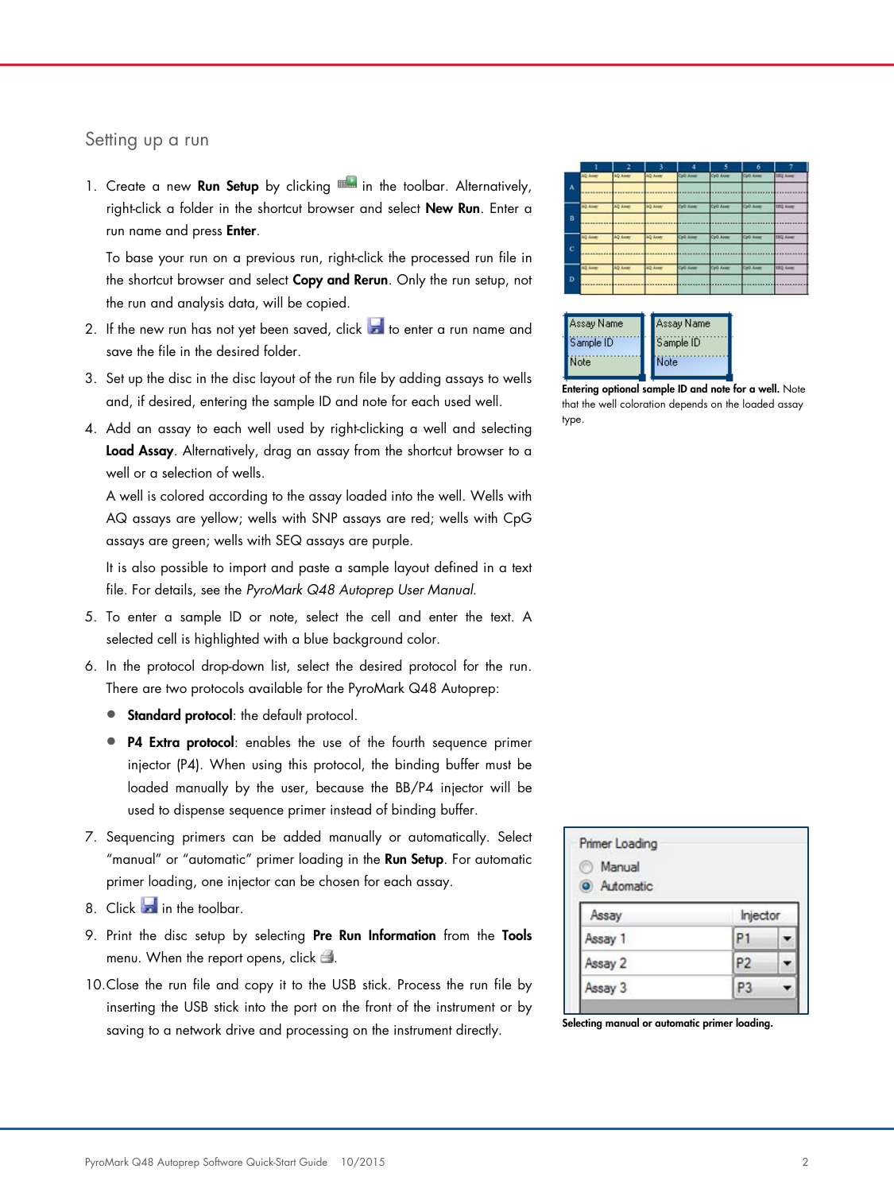## Setting up a run

1. Create a new **Run Setup** by clicking in the toolbar. Alternatively, right-click a folder in the shortcut browser and select **New Run**. Enter a run name and press **Enter**.

   To base your run on a previous run, right-click the processed run file in the shortcut browser and select **Copy and Rerun**. Only the run setup, not the run and analysis data, will be copied.

2. If the new run has not yet been saved, click to enter a run name and save the file in the desired folder.

3. Set up the disc in the disc layout of the run file by adding assays to wells and, if desired, entering the sample ID and note for each used well.

4. Add an assay to each well used by right-clicking a well and selecting **Load Assay**. Alternatively, drag an assay from the shortcut browser to a well or a selection of wells.

   A well is colored according to the assay loaded into the well. Wells with AQ assays are yellow; wells with SNP assays are red; wells with CpG assays are green; wells with SEQ assays are purple.

   It is also possible to import and paste a sample layout defined in a text file. For details, see the *PyroMark Q48 Autoprep User Manual*.

5. To enter a sample ID or note, select the cell and enter the text. A selected cell is highlighted with a blue background color.

6. In the protocol drop-down list, select the desired protocol for the run. There are two protocols available for the PyroMark Q48 Autoprep:

   - **Standard protocol**: the default protocol.
   - **P4 Extra protocol**: enables the use of the fourth sequence primer injector (P4). When using this protocol, the binding buffer must be loaded manually by the user, because the BB/P4 injector will be used to dispense sequence primer instead of binding buffer.

7. Sequencing primers can be added manually or automatically. Select "manual" or "automatic" primer loading in the **Run Setup**. For automatic primer loading, one injector can be chosen for each assay.

8. Click in the toolbar.

9. Print the disc setup by selecting **Pre Run Information** from the **Tools** menu. When the report opens, click .

10. Close the run file and copy it to the USB stick. Process the run file by inserting the USB stick into the port on the front of the instrument or by saving to a network drive and processing on the instrument directly.

**Entering optional sample ID and note for a well.** Note that the well coloration depends on the loaded assay type.

**Selecting manual or automatic primer loading.**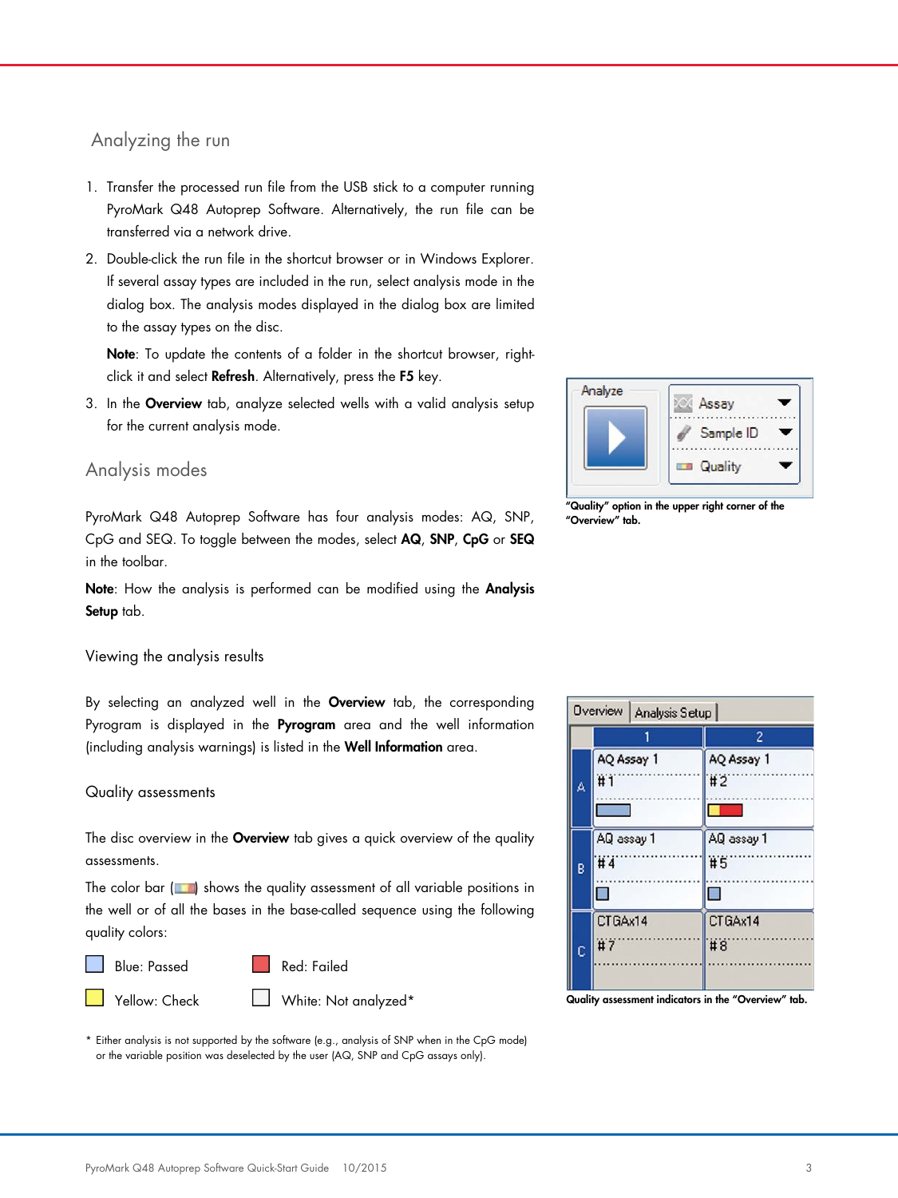## Analyzing the run

1. Transfer the processed run file from the USB stick to a computer running PyroMark Q48 Autoprep Software. Alternatively, the run file can be transferred via a network drive.
2. Double-click the run file in the shortcut browser or in Windows Explorer. If several assay types are included in the run, select analysis mode in the dialog box. The analysis modes displayed in the dialog box are limited to the assay types on the disc.

   **Note**: To update the contents of a folder in the shortcut browser, right-click it and select **Refresh**. Alternatively, press the **F5** key.
3. In the **Overview** tab, analyze selected wells with a valid analysis setup for the current analysis mode.

**"Quality" option in the upper right corner of the "Overview" tab.**

## Analysis modes

PyroMark Q48 Autoprep Software has four analysis modes: AQ, SNP, CpG and SEQ. To toggle between the modes, select **AQ**, **SNP**, **CpG** or **SEQ** in the toolbar.

**Note**: How the analysis is performed can be modified using the **Analysis Setup** tab.

### Viewing the analysis results

By selecting an analyzed well in the **Overview** tab, the corresponding Pyrogram is displayed in the **Pyrogram** area and the well information (including analysis warnings) is listed in the **Well Information** area.

### Quality assessments

The disc overview in the **Overview** tab gives a quick overview of the quality assessments.

The color bar ( ) shows the quality assessment of all variable positions in the well or of all the bases in the base-called sequence using the following quality colors:

- Blue: Passed
- Red: Failed
- Yellow: Check
- White: Not analyzed*

\* Either analysis is not supported by the software (e.g., analysis of SNP when in the CpG mode) or the variable position was deselected by the user (AQ, SNP and CpG assays only).

**Quality assessment indicators in the "Overview" tab.**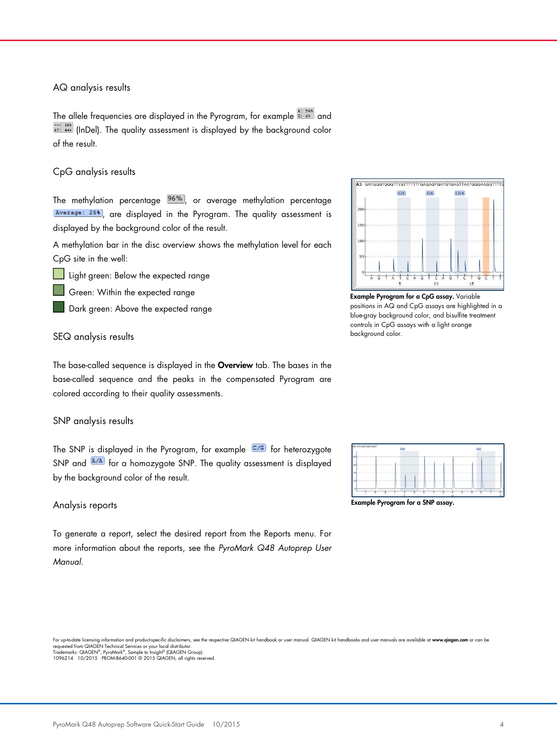## AQ analysis results

The allele frequencies are displayed in the Pyrogram, for example A: 96% C: 4% and --: 56% AT: 44% (InDel). The quality assessment is displayed by the background color of the result.

## CpG analysis results

The methylation percentage 96%, or average methylation percentage Average: 25%, are displayed in the Pyrogram. The quality assessment is displayed by the background color of the result.

A methylation bar in the disc overview shows the methylation level for each CpG site in the well:

- Light green: Below the expected range
- Green: Within the expected range
- Dark green: Above the expected range

A3 GAYGGGYGGGTTYGTTTTTTTGAGAGYGAYGYGAGTTAATGGGAAGGTTTTG

92% 96% 100%

200 150 100 50 0

A G T A T C A G T C A G T C G C T T

5 10 15

**Example Pyrogram for a CpG assay.** Variable positions in AQ and CpG assays are highlighted in a blue-gray background color, and bisulfite treatment controls in CpG assays with a light orange background color.

## SEQ analysis results

The base-called sequence is displayed in the **Overview** tab. The bases in the base-called sequence and the peaks in the compensated Pyrogram are colored according to their quality assessments.

## SNP analysis results

The SNP is displayed in the Pyrogram, for example C/G for heterozygote SNP and A/A for a homozygote SNP. The quality assessment is displayed by the background color of the result.

**Example Pyrogram for a SNP assay.**

## Analysis reports

To generate a report, select the desired report from the Reports menu. For more information about the reports, see the *PyroMark Q48 Autoprep User Manual*.

For up-to-date licensing information and product-specific disclaimers, see the respective QIAGEN kit handbook or user manual. QIAGEN kit handbooks and user manuals are available at **www.qiagen.com** or can be requested from QIAGEN Technical Services or your local distributor.
Trademarks: QIAGEN®, PyroMark®, Sample to Insight® (QIAGEN Group).
1096214 10/2015 PROM-8640-001 © 2015 QIAGEN, all rights reserved.